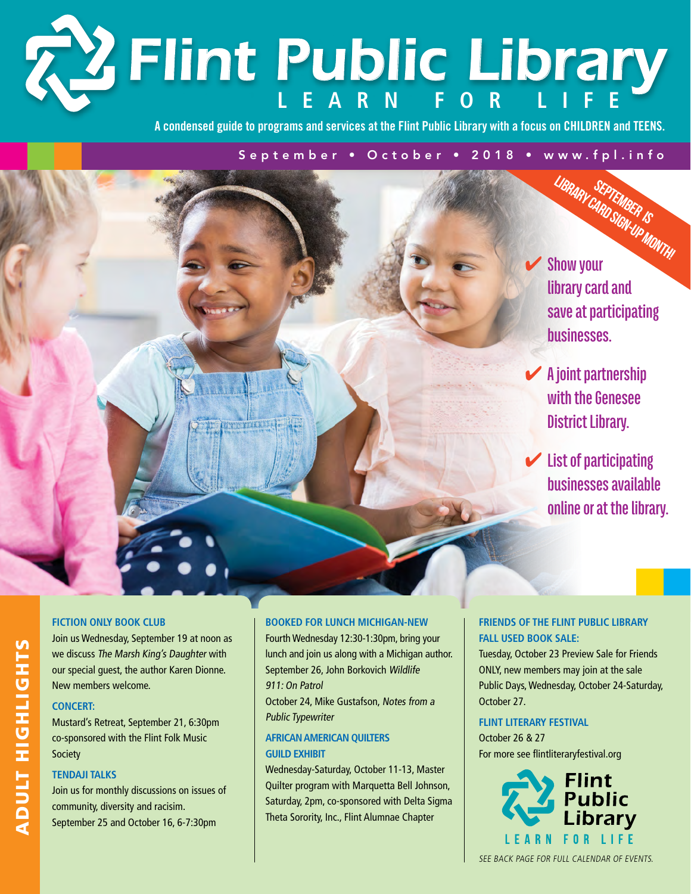# Flint Public Library

LEARN FOR LIFE

A condensed guide to programs and services at the Flint Public Library with a focus on CHILDREN and TEENS.

September • October • 2018 • www.fpl.info

**SEPTEMBER IS LIBRARY CARD SIGN-UP MONTH!**

- ✔ Show your library card and save at participating businesses.
- ✔ A joint partnership with the Genesee District Library.
- ✔ List of participating businesses available online or at the library.

## ADULT HIGHLIGHTS

### FICTION ONLY BOOK CLUB

Join us Wednesday, September 19 at noon as we discuss *The Marsh King's Daughter* with our special guest, the author Karen Dionne. New members welcome.

### CONCERT:

Mustard's Retreat, September 21, 6:30pm co-sponsored with the Flint Folk Music Society

### TENDAJI TALKS

Join us for monthly discussions on issues of community, diversity and racisim. September 25 and October 16, 6-7:30pm

### BOOKED FOR LUNCH MICHIGAN-NEW

Fourth Wednesday 12:30-1:30pm, bring your lunch and join us along with a Michigan author.
September 26, John Borkovich *Wildlife 911: On Patrol*
October 24, Mike Gustafson, *Notes from a Public Typewriter*

### AFRICAN AMERICAN QUILTERS GUILD EXHIBIT

Wednesday-Saturday, October 11-13, Master Quilter program with Marquetta Bell Johnson, Saturday, 2pm, co-sponsored with Delta Sigma Theta Sorority, Inc., Flint Alumnae Chapter

### FRIENDS OF THE FLINT PUBLIC LIBRARY FALL USED BOOK SALE:

Tuesday, October 23 Preview Sale for Friends ONLY, new members may join at the sale
Public Days, Wednesday, October 24-Saturday, October 27.

### FLINT LITERARY FESTIVAL

October 26 & 27
For more see flintliteraryfestival.org

Flint Public Library
LEARN FOR LIFE

*SEE BACK PAGE FOR FULL CALENDAR OF EVENTS.*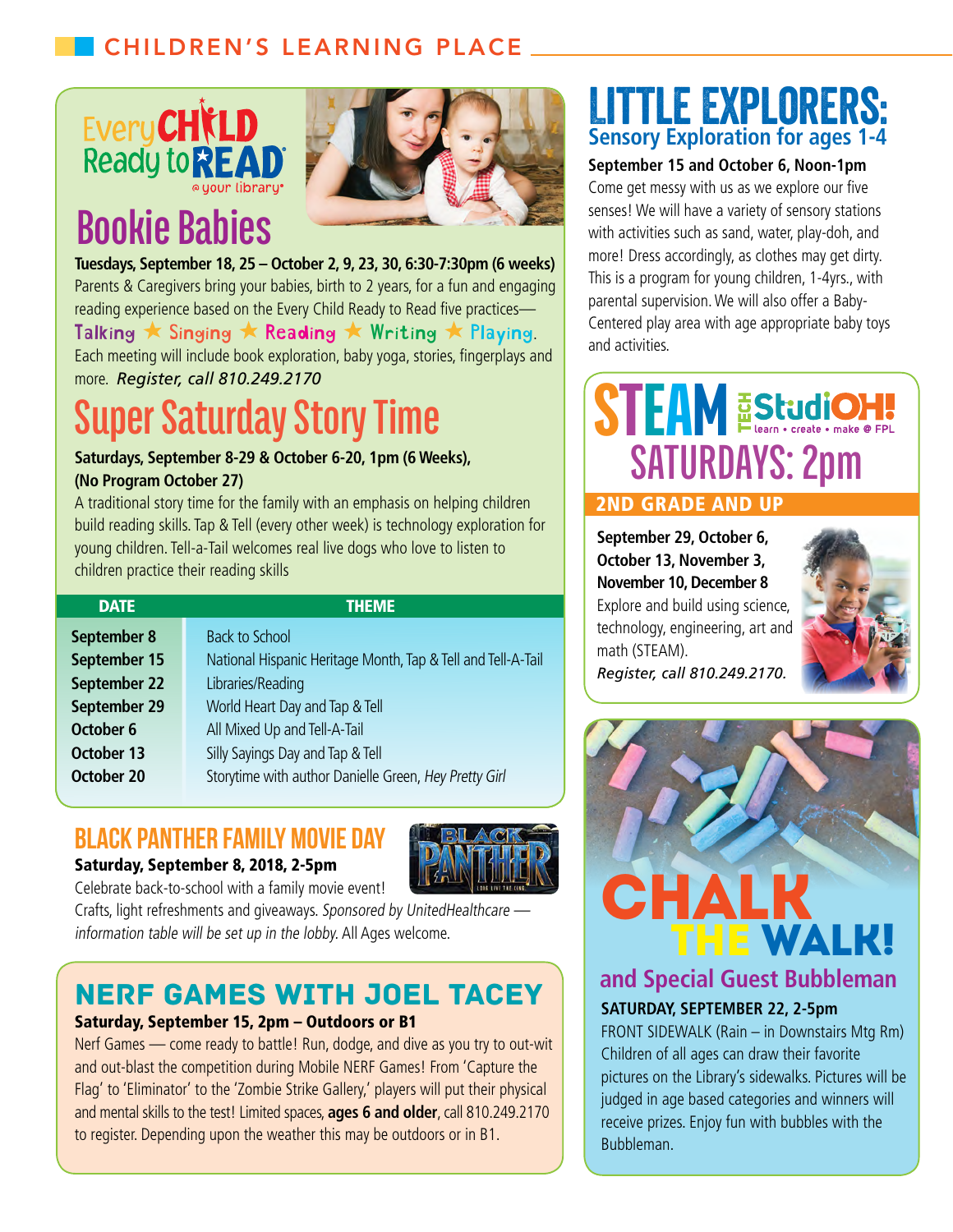## CHILDREN'S LEARNING PLACE

Every CHILD Ready to READ @ your library®

# Bookie Babies

**Tuesdays, September 18, 25 – October 2, 9, 23, 30, 6:30-7:30pm (6 weeks)**
Parents & Caregivers bring your babies, birth to 2 years, for a fun and engaging reading experience based on the Every Child Ready to Read five practices—Talking ★ Singing ★ Reading ★ Writing ★ Playing.
Each meeting will include book exploration, baby yoga, stories, fingerplays and more. *Register, call 810.249.2170*

# Super Saturday Story Time

**Saturdays, September 8-29 & October 6-20, 1pm (6 Weeks), (No Program October 27)**
A traditional story time for the family with an emphasis on helping children build reading skills. Tap & Tell (every other week) is technology exploration for young children. Tell-a-Tail welcomes real live dogs who love to listen to children practice their reading skills

| DATE | THEME |
|---|---|
| September 8 | Back to School |
| September 15 | National Hispanic Heritage Month, Tap & Tell and Tell-A-Tail |
| September 22 | Libraries/Reading |
| September 29 | World Heart Day and Tap & Tell |
| October 6 | All Mixed Up and Tell-A-Tail |
| October 13 | Silly Sayings Day and Tap & Tell |
| October 20 | Storytime with author Danielle Green, *Hey Pretty Girl* |

## BLACK PANTHER FAMILY MOVIE DAY

**Saturday, September 8, 2018, 2-5pm**
Celebrate back-to-school with a family movie event! Crafts, light refreshments and giveaways. *Sponsored by UnitedHealthcare — information table will be set up in the lobby.* All Ages welcome.

## NERF GAMES WITH JOEL TACEY

**Saturday, September 15, 2pm – Outdoors or B1**
Nerf Games — come ready to battle! Run, dodge, and dive as you try to out-wit and out-blast the competition during Mobile NERF Games! From 'Capture the Flag' to 'Eliminator' to the 'Zombie Strike Gallery,' players will put their physical and mental skills to the test! Limited spaces, **ages 6 and older**, call 810.249.2170 to register. Depending upon the weather this may be outdoors or in B1.

# LITTLE EXPLORERS:

## Sensory Exploration for ages 1-4

**September 15 and October 6, Noon-1pm**
Come get messy with us as we explore our five senses! We will have a variety of sensory stations with activities such as sand, water, play-doh, and more! Dress accordingly, as clothes may get dirty. This is a program for young children, 1-4yrs., with parental supervision. We will also offer a Baby-Centered play area with age appropriate baby toys and activities.

# STEAM TECH StudiOH! learn • create • make @ FPL

## SATURDAYS: 2pm

**2ND GRADE AND UP**

**September 29, October 6, October 13, November 3, November 10, December 8**
Explore and build using science, technology, engineering, art and math (STEAM).
*Register, call 810.249.2170.*

# CHALK THE WALK!

## and Special Guest Bubbleman

**SATURDAY, SEPTEMBER 22, 2-5pm**
FRONT SIDEWALK (Rain – in Downstairs Mtg Rm)
Children of all ages can draw their favorite pictures on the Library's sidewalks. Pictures will be judged in age based categories and winners will receive prizes. Enjoy fun with bubbles with the Bubbleman.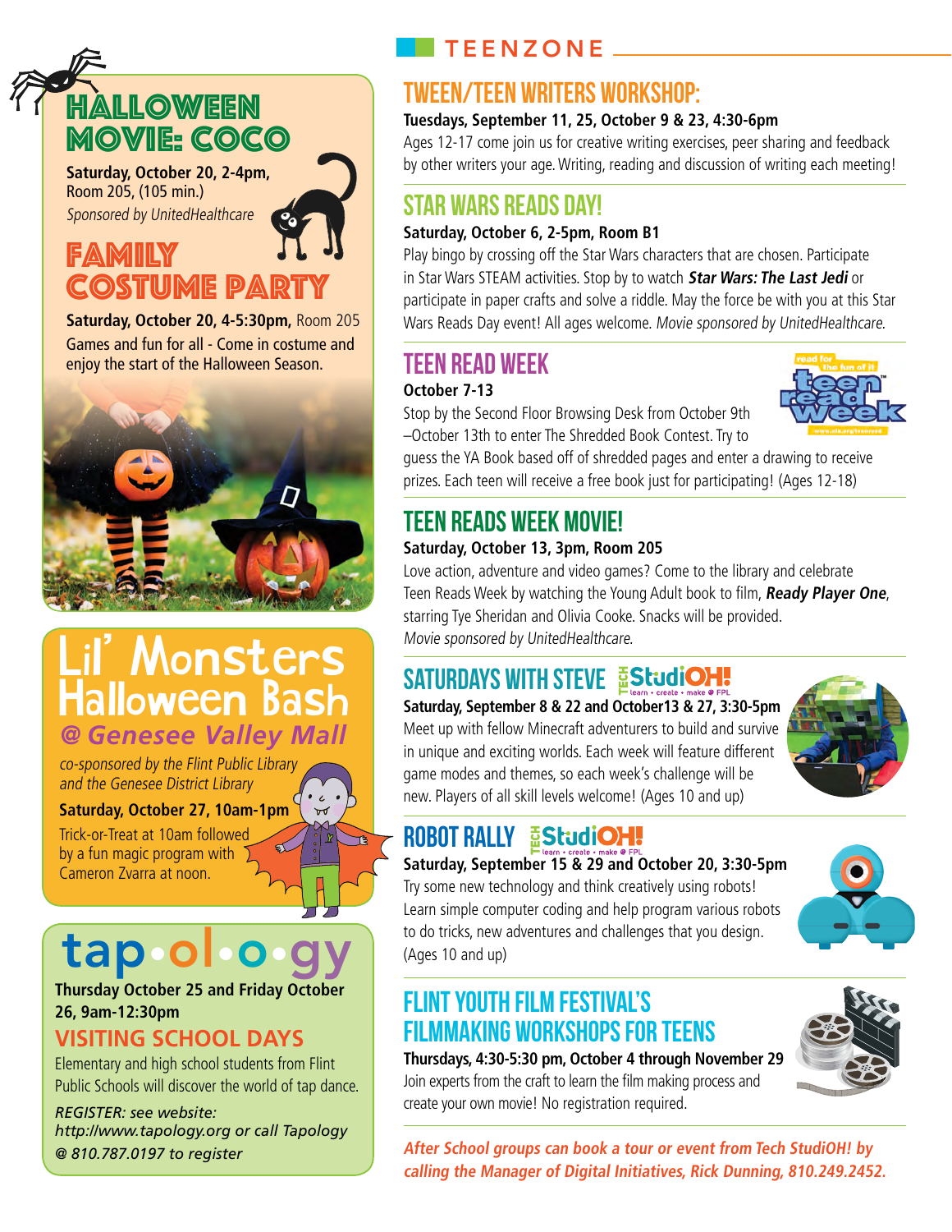## HALLOWEEN MOVIE: COCO

**Saturday, October 20, 2-4pm,** Room 205, (105 min.)

*Sponsored by UnitedHealthcare*

## FAMILY COSTUME PARTY

**Saturday, October 20, 4-5:30pm,** Room 205

Games and fun for all - Come in costume and enjoy the start of the Halloween Season.

## Lil' Monsters Halloween Bash

### *@ Genesee Valley Mall*

*co-sponsored by the Flint Public Library and the Genesee District Library*

**Saturday, October 27, 10am-1pm**

Trick-or-Treat at 10am followed by a fun magic program with Cameron Zvarra at noon.

## tap·ol·o·gy

**Thursday October 25 and Friday October 26, 9am-12:30pm**

### VISITING SCHOOL DAYS

Elementary and high school students from Flint Public Schools will discover the world of tap dance.

*REGISTER: see website: http://www.tapology.org or call Tapology @ 810.787.0197 to register*

# TEENZONE

## TWEEN/TEEN WRITERS WORKSHOP:

**Tuesdays, September 11, 25, October 9 & 23, 4:30-6pm**

Ages 12-17 come join us for creative writing exercises, peer sharing and feedback by other writers your age. Writing, reading and discussion of writing each meeting!

## STAR WARS READS DAY!

**Saturday, October 6, 2-5pm, Room B1**

Play bingo by crossing off the Star Wars characters that are chosen. Participate in Star Wars STEAM activities. Stop by to watch ***Star Wars: The Last Jedi*** or participate in paper crafts and solve a riddle. May the force be with you at this Star Wars Reads Day event! All ages welcome. *Movie sponsored by UnitedHealthcare.*

## TEEN READ WEEK

**October 7-13**

Stop by the Second Floor Browsing Desk from October 9th –October 13th to enter The Shredded Book Contest. Try to guess the YA Book based off of shredded pages and enter a drawing to receive prizes. Each teen will receive a free book for participating! (Ages 12-18)

## TEEN READS WEEK MOVIE!

**Saturday, October 13, 3pm, Room 205**

Love action, adventure and video games? Come to the library and celebrate Teen Reads Week by watching the Young Adult book to film, ***Ready Player One***, starring Tye Sheridan and Olivia Cooke. Snacks will be provided.

*Movie sponsored by UnitedHealthcare.*

## SATURDAYS WITH STEVE — Tech StudiOH!

**Saturday, September 8 & 22 and October13 & 27, 3:30-5pm**

Meet up with fellow Minecraft adventurers to build and survive in unique and exciting worlds. Each week will feature different game modes and themes, so each week's challenge will be new. Players of all skill levels welcome! (Ages 10 and up)

## ROBOT RALLY — Tech StudiOH!

**Saturday, September 15 & 29 and October 20, 3:30-5pm**

Try some new technology and think creatively using robots! Learn simple computer coding and help program various robots to do tricks, new adventures and challenges that you design. (Ages 10 and up)

## FLINT YOUTH FILM FESTIVAL'S FILMMAKING WORKSHOPS FOR TEENS

**Thursdays, 4:30-5:30 pm, October 4 through November 29**

Join experts from the craft to learn the film making process and create your own movie! No registration required.

***After School groups can book a tour or event from Tech StudiOH! by calling the Manager of Digital Initiatives, Rick Dunning, 810.249.2452.***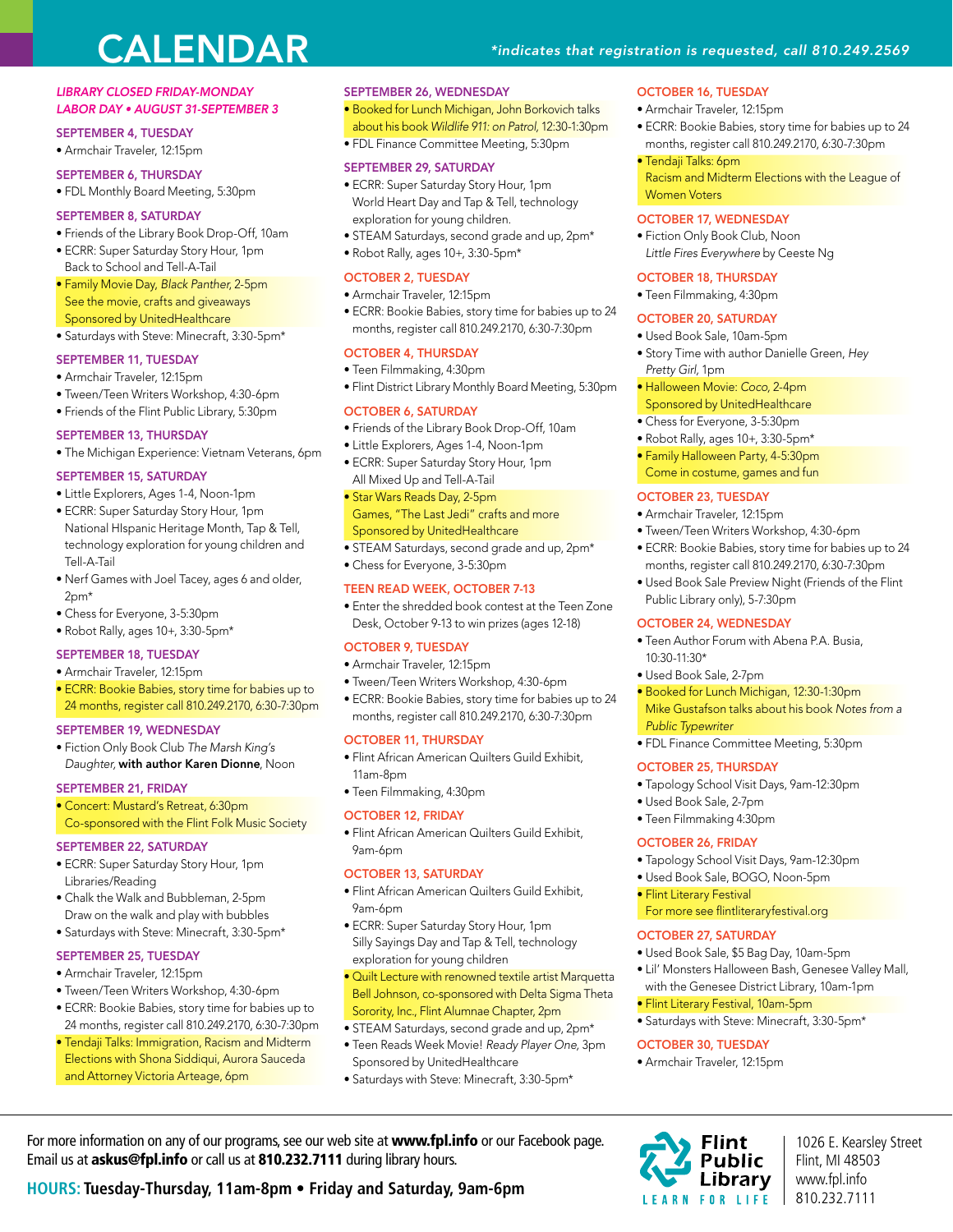# CALENDAR

*\*indicates that registration is requested, call 810.249.2569*

*LIBRARY CLOSED FRIDAY-MONDAY*
*LABOR DAY • AUGUST 31-SEPTEMBER 3*

### SEPTEMBER 4, TUESDAY

- Armchair Traveler, 12:15pm

### SEPTEMBER 6, THURSDAY

- FDL Monthly Board Meeting, 5:30pm

### SEPTEMBER 8, SATURDAY

- Friends of the Library Book Drop-Off, 10am
- ECRR: Super Saturday Story Hour, 1pm
  Back to School and Tell-A-Tail
- Family Movie Day, *Black Panther*, 2-5pm
  See the movie, crafts and giveaways
  Sponsored by UnitedHealthcare
- Saturdays with Steve: Minecraft, 3:30-5pm*

### SEPTEMBER 11, TUESDAY

- Armchair Traveler, 12:15pm
- Tween/Teen Writers Workshop, 4:30-6pm
- Friends of the Flint Public Library, 5:30pm

### SEPTEMBER 13, THURSDAY

- The Michigan Experience: Vietnam Veterans, 6pm

### SEPTEMBER 15, SATURDAY

- Little Explorers, Ages 1-4, Noon-1pm
- ECRR: Super Saturday Story Hour, 1pm
  National HIspanic Heritage Month, Tap & Tell, technology exploration for young children and Tell-A-Tail
- Nerf Games with Joel Tacey, ages 6 and older, 2pm*
- Chess for Everyone, 3-5:30pm
- Robot Rally, ages 10+, 3:30-5pm*

### SEPTEMBER 18, TUESDAY

- Armchair Traveler, 12:15pm
- ECRR: Bookie Babies, story time for babies up to 24 months, register call 810.249.2170, 6:30-7:30pm

### SEPTEMBER 19, WEDNESDAY

- Fiction Only Book Club *The Marsh King's Daughter*, **with author Karen Dionne**, Noon

### SEPTEMBER 21, FRIDAY

- Concert: Mustard's Retreat, 6:30pm
  Co-sponsored with the Flint Folk Music Society

### SEPTEMBER 22, SATURDAY

- ECRR: Super Saturday Story Hour, 1pm
  Libraries/Reading
- Chalk the Walk and Bubbleman, 2-5pm
  Draw on the walk and play with bubbles
- Saturdays with Steve: Minecraft, 3:30-5pm*

### SEPTEMBER 25, TUESDAY

- Armchair Traveler, 12:15pm
- Tween/Teen Writers Workshop, 4:30-6pm
- ECRR: Bookie Babies, story time for babies up to 24 months, register call 810.249.2170, 6:30-7:30pm
- Tendaji Talks: Immigration, Racism and Midterm Elections with Shona Siddiqui, Aurora Sauceda and Attorney Victoria Arteage, 6pm

### SEPTEMBER 26, WEDNESDAY

- Booked for Lunch Michigan, John Borkovich talks about his book *Wildlife 911: on Patrol*, 12:30-1:30pm
- FDL Finance Committee Meeting, 5:30pm

### SEPTEMBER 29, SATURDAY

- ECRR: Super Saturday Story Hour, 1pm
  World Heart Day and Tap & Tell, technology exploration for young children.
- STEAM Saturdays, second grade and up, 2pm*
- Robot Rally, ages 10+, 3:30-5pm*

### OCTOBER 2, TUESDAY

- Armchair Traveler, 12:15pm
- ECRR: Bookie Babies, story time for babies up to 24 months, register call 810.249.2170, 6:30-7:30pm

### OCTOBER 4, THURSDAY

- Teen Filmmaking, 4:30pm
- Flint District Library Monthly Board Meeting, 5:30pm

### OCTOBER 6, SATURDAY

- Friends of the Library Book Drop-Off, 10am
- Little Explorers, Ages 1-4, Noon-1pm
- ECRR: Super Saturday Story Hour, 1pm
  All Mixed Up and Tell-A-Tail
- Star Wars Reads Day, 2-5pm
  Games, "The Last Jedi" crafts and more
  Sponsored by UnitedHealthcare
- STEAM Saturdays, second grade and up, 2pm*
- Chess for Everyone, 3-5:30pm

### TEEN READ WEEK, OCTOBER 7-13

- Enter the shredded book contest at the Teen Zone Desk, October 9-13 to win prizes (ages 12-18)

### OCTOBER 9, TUESDAY

- Armchair Traveler, 12:15pm
- Tween/Teen Writers Workshop, 4:30-6pm
- ECRR: Bookie Babies, story time for babies up to 24 months, register call 810.249.2170, 6:30-7:30pm

### OCTOBER 11, THURSDAY

- Flint African American Quilters Guild Exhibit, 11am-8pm
- Teen Filmmaking, 4:30pm

### OCTOBER 12, FRIDAY

- Flint African American Quilters Guild Exhibit, 9am-6pm

### OCTOBER 13, SATURDAY

- Flint African American Quilters Guild Exhibit, 9am-6pm
- ECRR: Super Saturday Story Hour, 1pm
  Silly Sayings Day and Tap & Tell, technology exploration for young children
- Quilt Lecture with renowned textile artist Marquetta Bell Johnson, co-sponsored with Delta Sigma Theta Sorority, Inc., Flint Alumnae Chapter, 2pm
- STEAM Saturdays, second grade and up, 2pm*
- Teen Reads Week Movie! *Ready Player One*, 3pm
  Sponsored by UnitedHealthcare
- Saturdays with Steve: Minecraft, 3:30-5pm*

### OCTOBER 16, TUESDAY

- Armchair Traveler, 12:15pm
- ECRR: Bookie Babies, story time for babies up to 24 months, register call 810.249.2170, 6:30-7:30pm
- Tendaji Talks: 6pm
  Racism and Midterm Elections with the League of Women Voters

### OCTOBER 17, WEDNESDAY

- Fiction Only Book Club, Noon
  *Little Fires Everywhere* by Ceeste Ng

### OCTOBER 18, THURSDAY

- Teen Filmmaking, 4:30pm

### OCTOBER 20, SATURDAY

- Used Book Sale, 10am-5pm
- Story Time with author Danielle Green, *Hey Pretty Girl*, 1pm
- Halloween Movie: *Coco*, 2-4pm
  Sponsored by UnitedHealthcare
- Chess for Everyone, 3-5:30pm
- Robot Rally, ages 10+, 3:30-5pm*
- Family Halloween Party, 4-5:30pm
  Come in costume, games and fun

### OCTOBER 23, TUESDAY

- Armchair Traveler, 12:15pm
- Tween/Teen Writers Workshop, 4:30-6pm
- ECRR: Bookie Babies, story time for babies up to 24 months, register call 810.249.2170, 6:30-7:30pm
- Used Book Sale Preview Night (Friends of the Flint Public Library only), 5-7:30pm

### OCTOBER 24, WEDNESDAY

- Teen Author Forum with Abena P.A. Busia, 10:30-11:30*
- Used Book Sale, 2-7pm
- Booked for Lunch Michigan, 12:30-1:30pm
  Mike Gustafson talks about his book *Notes from a Public Typewriter*
- FDL Finance Committee Meeting, 5:30pm

### OCTOBER 25, THURSDAY

- Tapology School Visit Days, 9am-12:30pm
- Used Book Sale, 2-7pm
- Teen Filmmaking 4:30pm

### OCTOBER 26, FRIDAY

- Tapology School Visit Days, 9am-12:30pm
- Used Book Sale, BOGO, Noon-5pm
- Flint Literary Festival
  For more see flintliteraryfestival.org

### OCTOBER 27, SATURDAY

- Used Book Sale, $5 Bag Day, 10am-5pm
- Lil' Monsters Halloween Bash, Genesee Valley Mall, with the Genesee District Library, 10am-1pm
- Flint Literary Festival, 10am-5pm
- Saturdays with Steve: Minecraft, 3:30-5pm*

### OCTOBER 30, TUESDAY

- Armchair Traveler, 12:15pm

For more information on any of our programs, see our web site at **www.fpl.info** or our Facebook page. Email us at **askus@fpl.info** or call us at **810.232.7111** during library hours.

**HOURS: Tuesday-Thursday, 11am-8pm • Friday and Saturday, 9am-6pm**

**Flint Public Library**
LEARN FOR LIFE

1026 E. Kearsley Street
Flint, MI 48503
www.fpl.info
810.232.7111